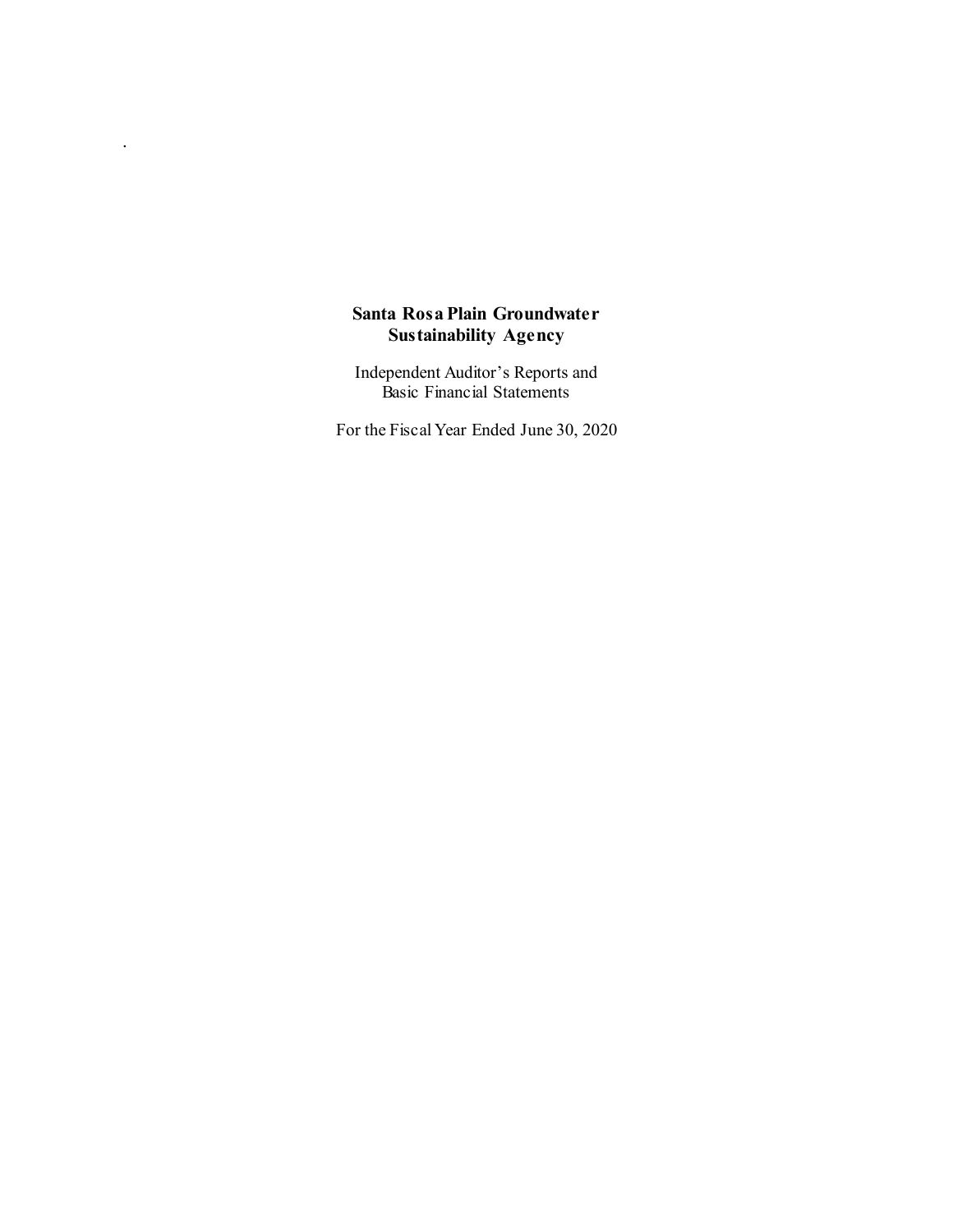# Santa Rosa Plain Groundwater Sustainability Agency

Independent Auditor's Reports and
Basic Financial Statements

For the Fiscal Year Ended June 30, 2020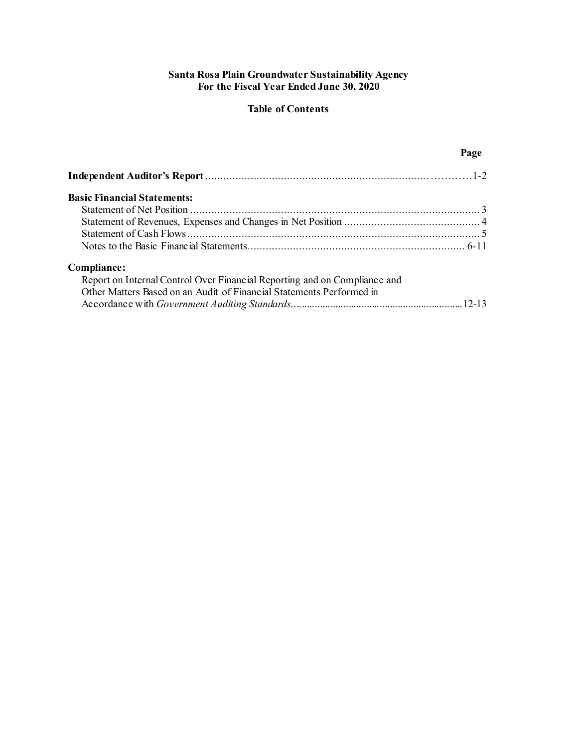**Santa Rosa Plain Groundwater Sustainability Agency**
**For the Fiscal Year Ended June 30, 2020**

**Table of Contents**

| | Page |
|---|---|
| **Independent Auditor's Report** | 1-2 |
| **Basic Financial Statements:** | |
| Statement of Net Position | 3 |
| Statement of Revenues, Expenses and Changes in Net Position | 4 |
| Statement of Cash Flows | 5 |
| Notes to the Basic Financial Statements | 6-11 |
| **Compliance:** | |
| Report on Internal Control Over Financial Reporting and on Compliance and Other Matters Based on an Audit of Financial Statements Performed in Accordance with *Government Auditing Standards* | 12-13 |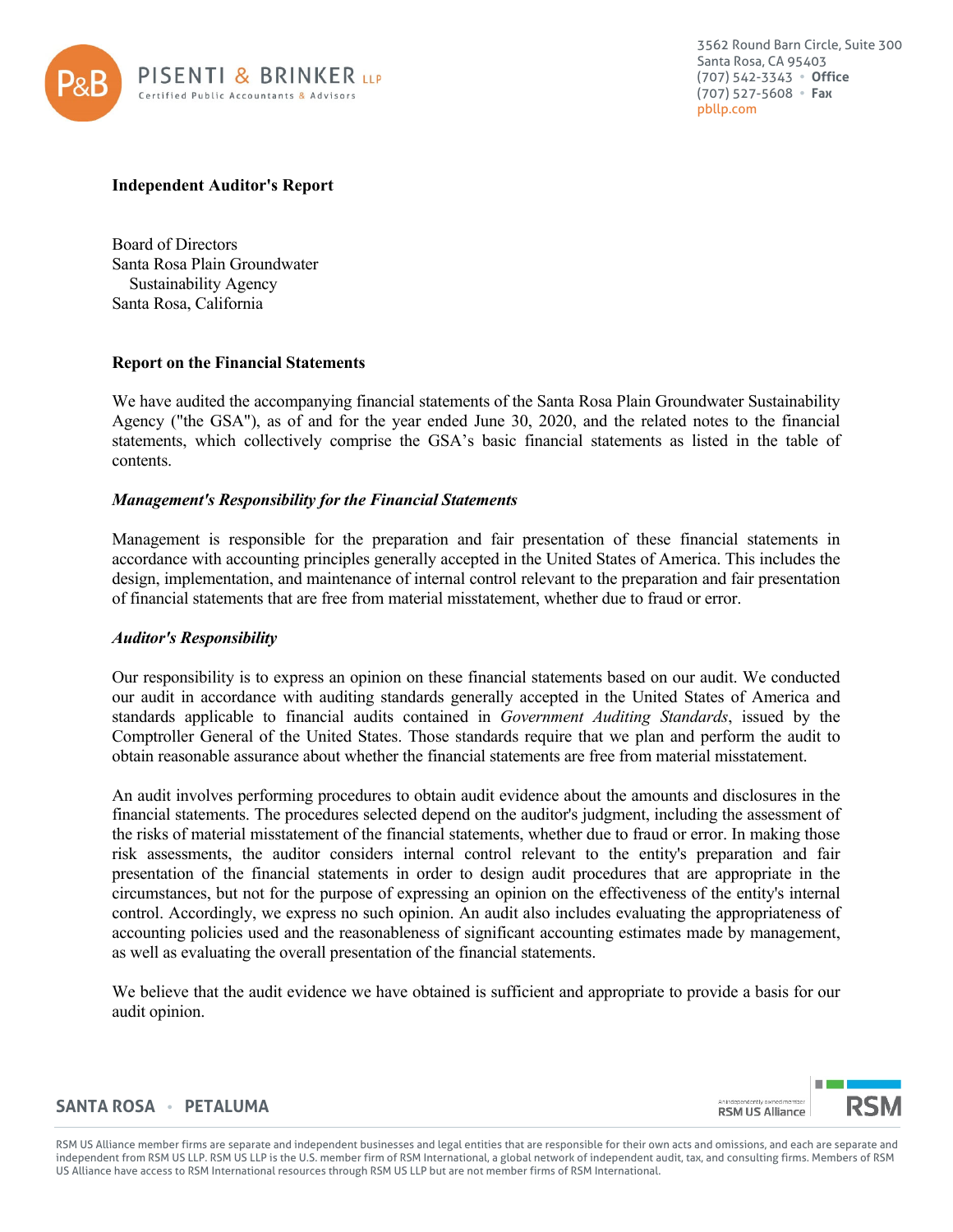**Independent Auditor's Report**

Board of Directors
Santa Rosa Plain Groundwater
Sustainability Agency
Santa Rosa, California

**Report on the Financial Statements**

We have audited the accompanying financial statements of the Santa Rosa Plain Groundwater Sustainability Agency ("the GSA"), as of and for the year ended June 30, 2020, and the related notes to the financial statements, which collectively comprise the GSA's basic financial statements as listed in the table of contents.

***Management's Responsibility for the Financial Statements***

Management is responsible for the preparation and fair presentation of these financial statements in accordance with accounting principles generally accepted in the United States of America. This includes the design, implementation, and maintenance of internal control relevant to the preparation and fair presentation of financial statements that are free from material misstatement, whether due to fraud or error.

***Auditor's Responsibility***

Our responsibility is to express an opinion on these financial statements based on our audit. We conducted our audit in accordance with auditing standards generally accepted in the United States of America and standards applicable to financial audits contained in *Government Auditing Standards*, issued by the Comptroller General of the United States. Those standards require that we plan and perform the audit to obtain reasonable assurance about whether the financial statements are free from material misstatement.

An audit involves performing procedures to obtain audit evidence about the amounts and disclosures in the financial statements. The procedures selected depend on the auditor's judgment, including the assessment of the risks of material misstatement of the financial statements, whether due to fraud or error. In making those risk assessments, the auditor considers internal control relevant to the entity's preparation and fair presentation of the financial statements in order to design audit procedures that are appropriate in the circumstances, but not for the purpose of expressing an opinion on the effectiveness of the entity's internal control. Accordingly, we express no such opinion. An audit also includes evaluating the appropriateness of accounting policies used and the reasonableness of significant accounting estimates made by management, as well as evaluating the overall presentation of the financial statements.

We believe that the audit evidence we have obtained is sufficient and appropriate to provide a basis for our audit opinion.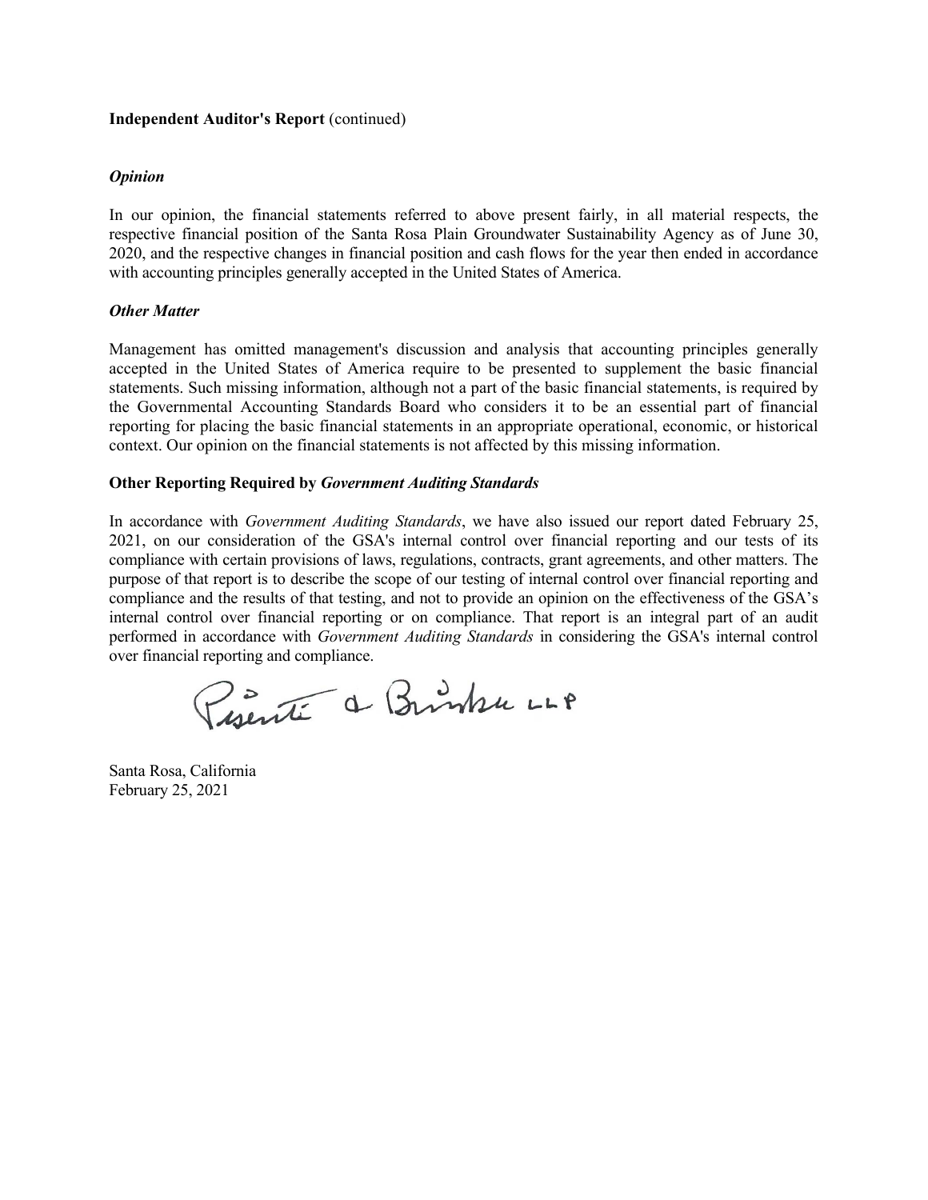**Independent Auditor's Report** (continued)

***Opinion***

In our opinion, the financial statements referred to above present fairly, in all material respects, the respective financial position of the Santa Rosa Plain Groundwater Sustainability Agency as of June 30, 2020, and the respective changes in financial position and cash flows for the year then ended in accordance with accounting principles generally accepted in the United States of America.

***Other Matter***

Management has omitted management's discussion and analysis that accounting principles generally accepted in the United States of America require to be presented to supplement the basic financial statements. Such missing information, although not a part of the basic financial statements, is required by the Governmental Accounting Standards Board who considers it to be an essential part of financial reporting for placing the basic financial statements in an appropriate operational, economic, or historical context. Our opinion on the financial statements is not affected by this missing information.

**Other Reporting Required by *Government Auditing Standards***

In accordance with *Government Auditing Standards*, we have also issued our report dated February 25, 2021, on our consideration of the GSA's internal control over financial reporting and our tests of its compliance with certain provisions of laws, regulations, contracts, grant agreements, and other matters. The purpose of that report is to describe the scope of our testing of internal control over financial reporting and compliance and the results of that testing, and not to provide an opinion on the effectiveness of the GSA's internal control over financial reporting or on compliance. That report is an integral part of an audit performed in accordance with *Government Auditing Standards* in considering the GSA's internal control over financial reporting and compliance.

Pisenti & Brinker LLP

Santa Rosa, California
February 25, 2021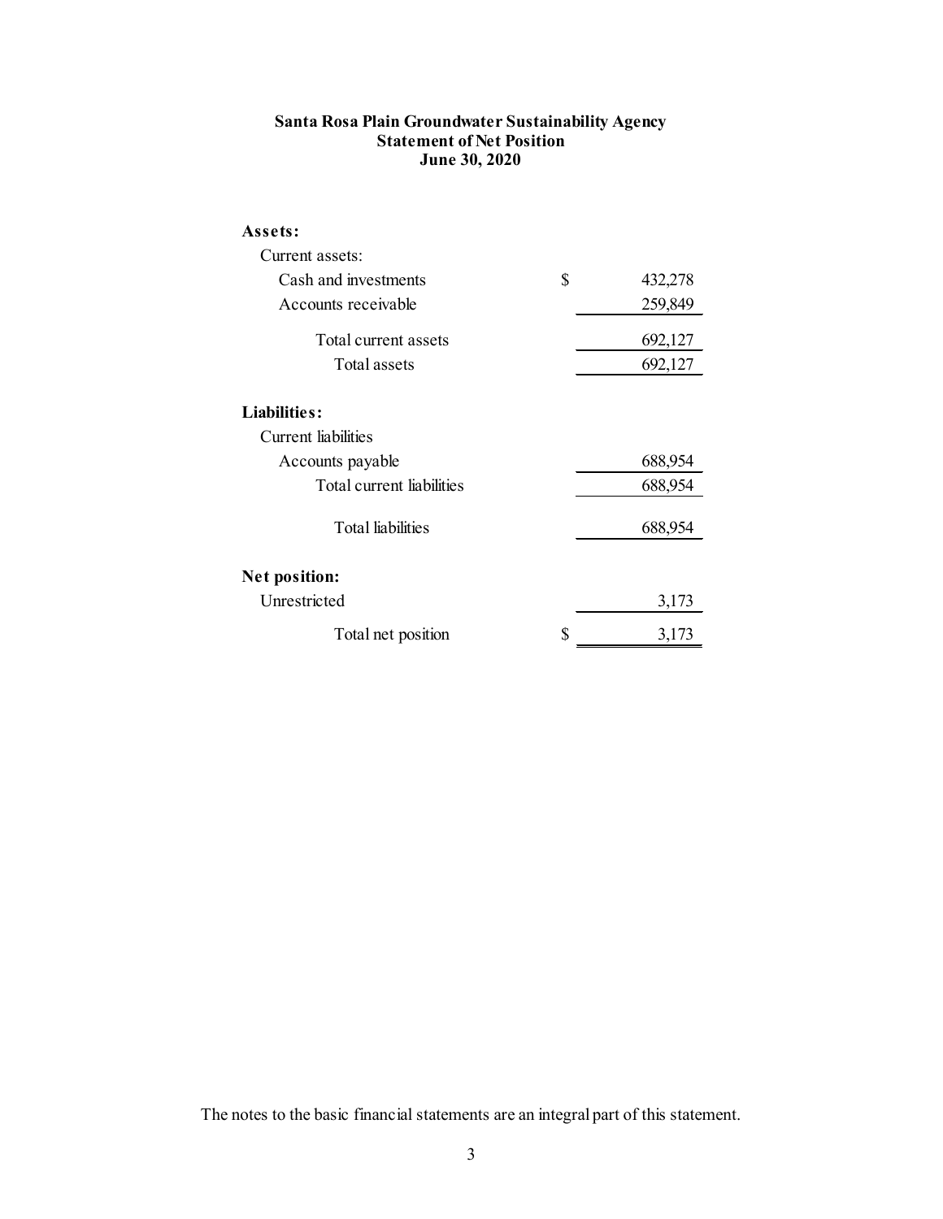**Santa Rosa Plain Groundwater Sustainability Agency**
**Statement of Net Position**
**June 30, 2020**

| | | |
|---|---|---|
| **Assets:** | | |
| Current assets: | | |
| Cash and investments | $ | 432,278 |
| Accounts receivable | | 259,849 |
| Total current assets | | 692,127 |
| Total assets | | 692,127 |
| **Liabilities:** | | |
| Current liabilities | | |
| Accounts payable | | 688,954 |
| Total current liabilities | | 688,954 |
| Total liabilities | | 688,954 |
| **Net position:** | | |
| Unrestricted | | 3,173 |
| Total net position | $ | 3,173 |

The notes to the basic financial statements are an integral part of this statement.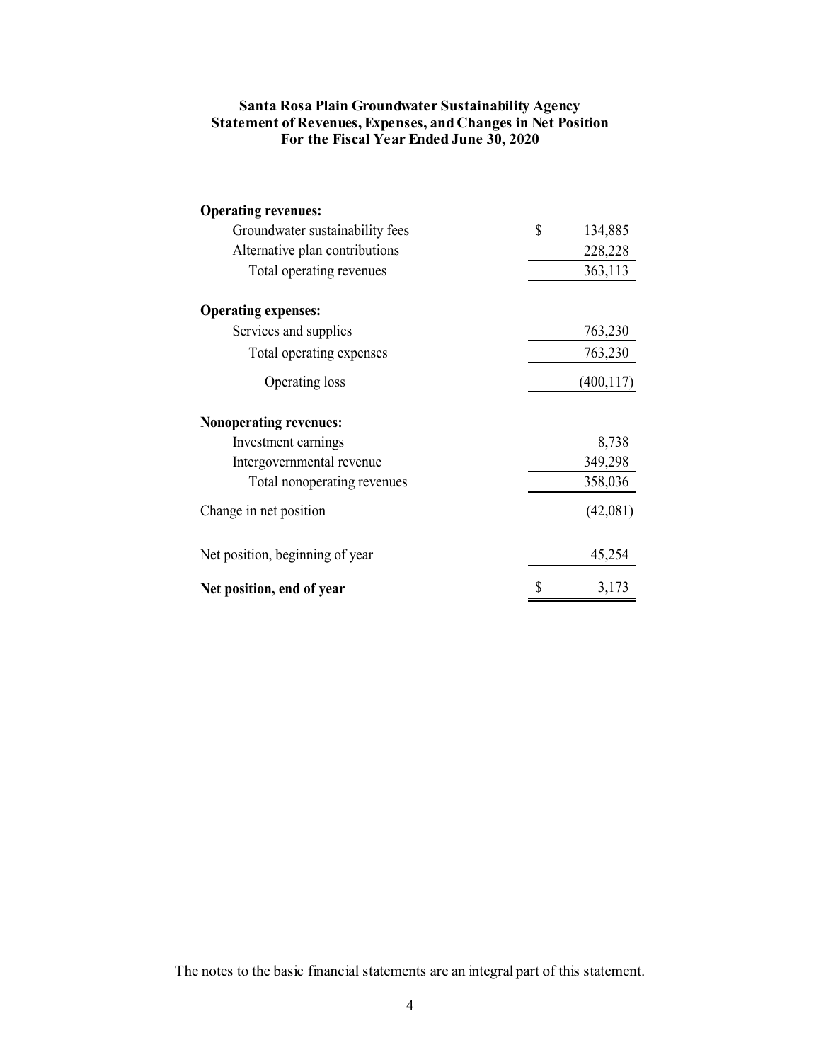**Santa Rosa Plain Groundwater Sustainability Agency**
**Statement of Revenues, Expenses, and Changes in Net Position**
**For the Fiscal Year Ended June 30, 2020**

| | |
|---|---|
| **Operating revenues:** | |
| Groundwater sustainability fees | $ 134,885 |
| Alternative plan contributions | 228,228 |
| Total operating revenues | 363,113 |
| **Operating expenses:** | |
| Services and supplies | 763,230 |
| Total operating expenses | 763,230 |
| Operating loss | (400,117) |
| **Nonoperating revenues:** | |
| Investment earnings | 8,738 |
| Intergovernmental revenue | 349,298 |
| Total nonoperating revenues | 358,036 |
| Change in net position | (42,081) |
| Net position, beginning of year | 45,254 |
| **Net position, end of year** | $ 3,173 |

The notes to the basic financial statements are an integral part of this statement.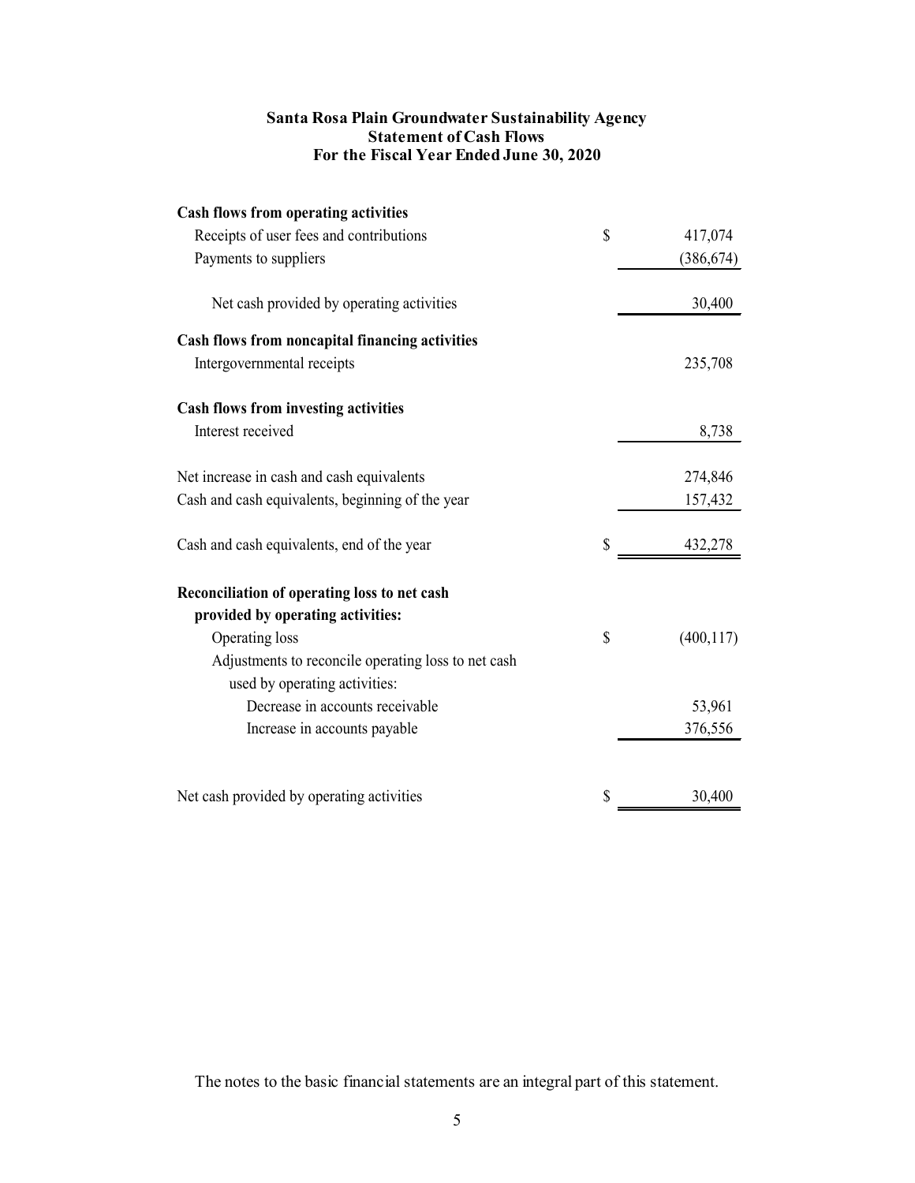**Santa Rosa Plain Groundwater Sustainability Agency**
**Statement of Cash Flows**
**For the Fiscal Year Ended June 30, 2020**

| | | |
|---|---|---|
| **Cash flows from operating activities** | | |
| Receipts of user fees and contributions | $ | 417,074 |
| Payments to suppliers | | (386,674) |
| Net cash provided by operating activities | | 30,400 |
| **Cash flows from noncapital financing activities** | | |
| Intergovernmental receipts | | 235,708 |
| **Cash flows from investing activities** | | |
| Interest received | | 8,738 |
| Net increase in cash and cash equivalents | | 274,846 |
| Cash and cash equivalents, beginning of the year | | 157,432 |
| Cash and cash equivalents, end of the year | $ | 432,278 |
| **Reconciliation of operating loss to net cash provided by operating activities:** | | |
| Operating loss | $ | (400,117) |
| Adjustments to reconcile operating loss to net cash used by operating activities: | | |
| Decrease in accounts receivable | | 53,961 |
| Increase in accounts payable | | 376,556 |
| Net cash provided by operating activities | $ | 30,400 |

The notes to the basic financial statements are an integral part of this statement.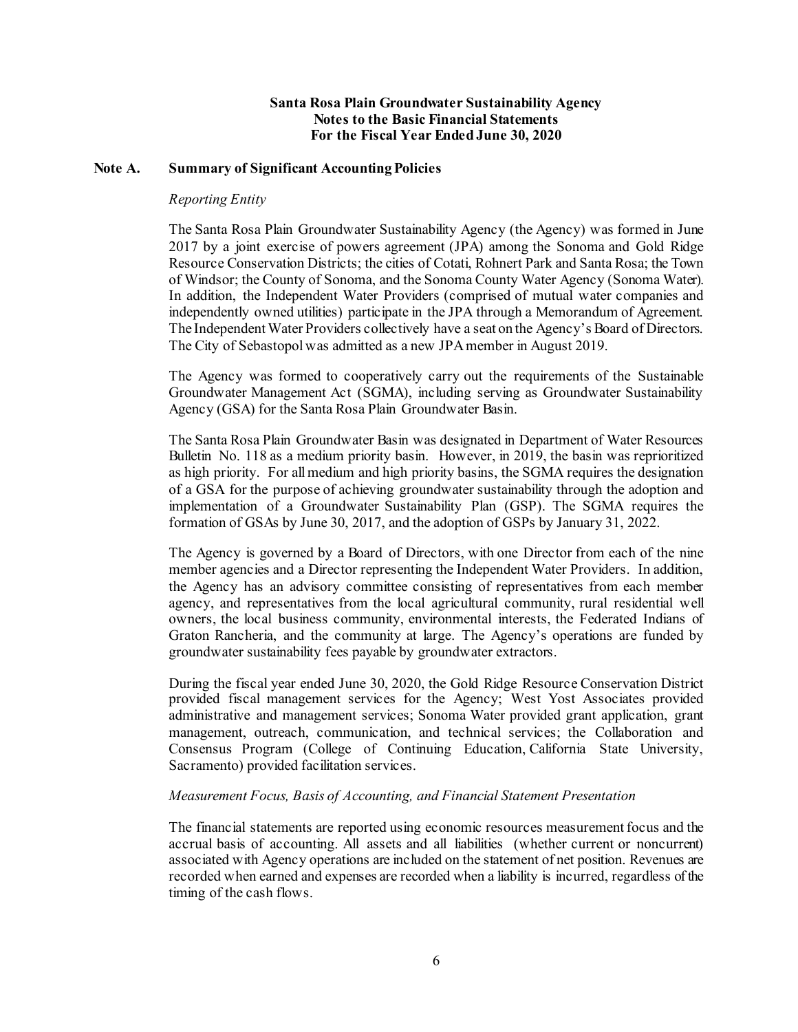**Santa Rosa Plain Groundwater Sustainability Agency**
**Notes to the Basic Financial Statements**
**For the Fiscal Year Ended June 30, 2020**

## Note A. Summary of Significant Accounting Policies

*Reporting Entity*

The Santa Rosa Plain Groundwater Sustainability Agency (the Agency) was formed in June 2017 by a joint exercise of powers agreement (JPA) among the Sonoma and Gold Ridge Resource Conservation Districts; the cities of Cotati, Rohnert Park and Santa Rosa; the Town of Windsor; the County of Sonoma, and the Sonoma County Water Agency (Sonoma Water). In addition, the Independent Water Providers (comprised of mutual water companies and independently owned utilities) participate in the JPA through a Memorandum of Agreement. The Independent Water Providers collectively have a seat on the Agency's Board of Directors. The City of Sebastopol was admitted as a new JPA member in August 2019.

The Agency was formed to cooperatively carry out the requirements of the Sustainable Groundwater Management Act (SGMA), including serving as Groundwater Sustainability Agency (GSA) for the Santa Rosa Plain Groundwater Basin.

The Santa Rosa Plain Groundwater Basin was designated in Department of Water Resources Bulletin No. 118 as a medium priority basin. However, in 2019, the basin was reprioritized as high priority. For all medium and high priority basins, the SGMA requires the designation of a GSA for the purpose of achieving groundwater sustainability through the adoption and implementation of a Groundwater Sustainability Plan (GSP). The SGMA requires the formation of GSAs by June 30, 2017, and the adoption of GSPs by January 31, 2022.

The Agency is governed by a Board of Directors, with one Director from each of the nine member agencies and a Director representing the Independent Water Providers. In addition, the Agency has an advisory committee consisting of representatives from each member agency, and representatives from the local agricultural community, rural residential well owners, the local business community, environmental interests, the Federated Indians of Graton Rancheria, and the community at large. The Agency's operations are funded by groundwater sustainability fees payable by groundwater extractors.

During the fiscal year ended June 30, 2020, the Gold Ridge Resource Conservation District provided fiscal management services for the Agency; West Yost Associates provided administrative and management services; Sonoma Water provided grant application, grant management, outreach, communication, and technical services; the Collaboration and Consensus Program (College of Continuing Education, California State University, Sacramento) provided facilitation services.

*Measurement Focus, Basis of Accounting, and Financial Statement Presentation*

The financial statements are reported using economic resources measurement focus and the accrual basis of accounting. All assets and all liabilities (whether current or noncurrent) associated with Agency operations are included on the statement of net position. Revenues are recorded when earned and expenses are recorded when a liability is incurred, regardless of the timing of the cash flows.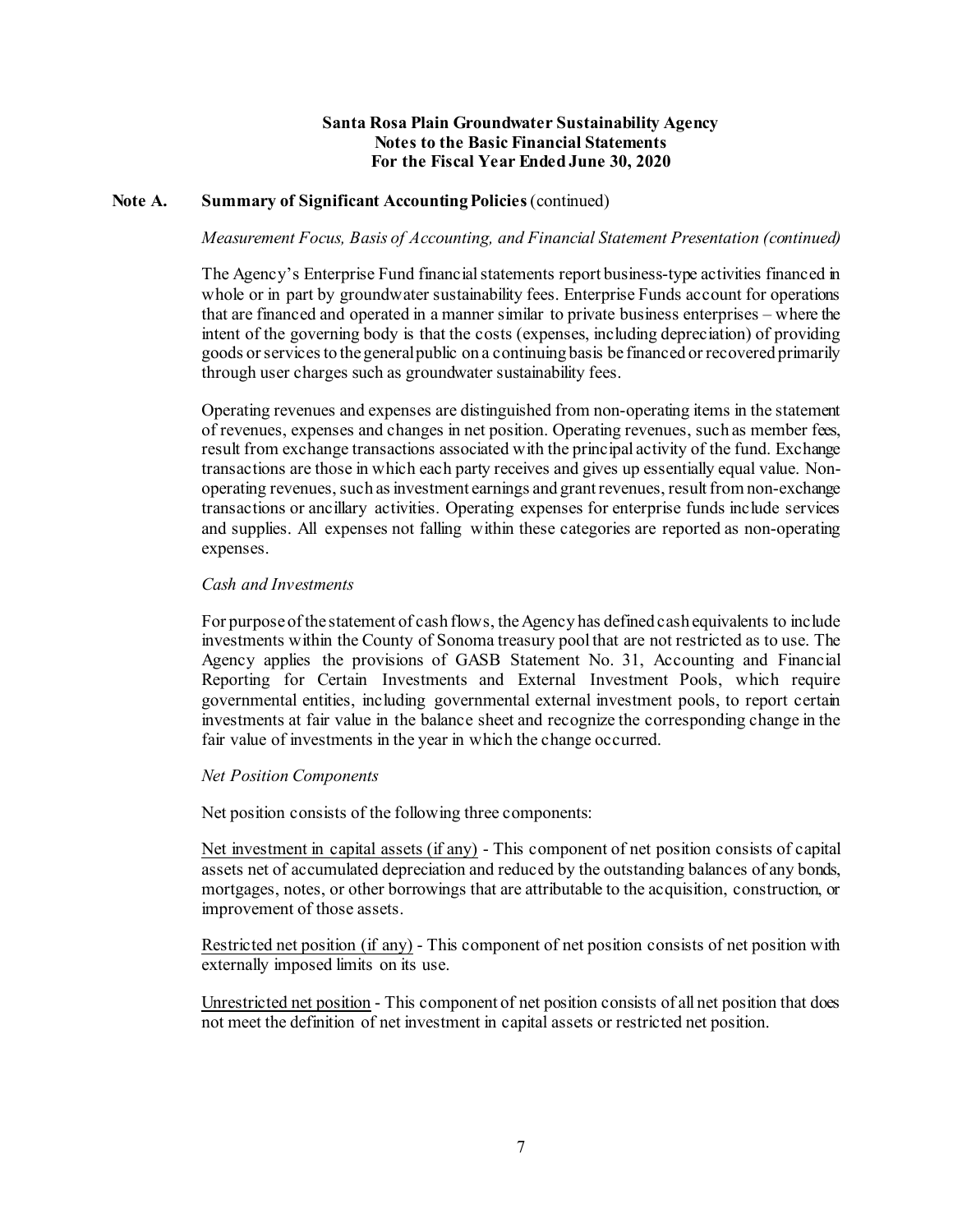**Santa Rosa Plain Groundwater Sustainability Agency**
**Notes to the Basic Financial Statements**
**For the Fiscal Year Ended June 30, 2020**

**Note A. Summary of Significant Accounting Policies** (continued)

*Measurement Focus, Basis of Accounting, and Financial Statement Presentation (continued)*

The Agency's Enterprise Fund financial statements report business-type activities financed in whole or in part by groundwater sustainability fees. Enterprise Funds account for operations that are financed and operated in a manner similar to private business enterprises – where the intent of the governing body is that the costs (expenses, including depreciation) of providing goods or services to the general public on a continuing basis be financed or recovered primarily through user charges such as groundwater sustainability fees.

Operating revenues and expenses are distinguished from non-operating items in the statement of revenues, expenses and changes in net position. Operating revenues, such as member fees, result from exchange transactions associated with the principal activity of the fund. Exchange transactions are those in which each party receives and gives up essentially equal value. Non-operating revenues, such as investment earnings and grant revenues, result from non-exchange transactions or ancillary activities. Operating expenses for enterprise funds include services and supplies. All expenses not falling within these categories are reported as non-operating expenses.

*Cash and Investments*

For purpose of the statement of cash flows, the Agency has defined cash equivalents to include investments within the County of Sonoma treasury pool that are not restricted as to use. The Agency applies the provisions of GASB Statement No. 31, Accounting and Financial Reporting for Certain Investments and External Investment Pools, which require governmental entities, including governmental external investment pools, to report certain investments at fair value in the balance sheet and recognize the corresponding change in the fair value of investments in the year in which the change occurred.

*Net Position Components*

Net position consists of the following three components:

<u>Net investment in capital assets (if any)</u> - This component of net position consists of capital assets net of accumulated depreciation and reduced by the outstanding balances of any bonds, mortgages, notes, or other borrowings that are attributable to the acquisition, construction, or improvement of those assets.

<u>Restricted net position (if any)</u> - This component of net position consists of net position with externally imposed limits on its use.

<u>Unrestricted net position</u> - This component of net position consists of all net position that does not meet the definition of net investment in capital assets or restricted net position.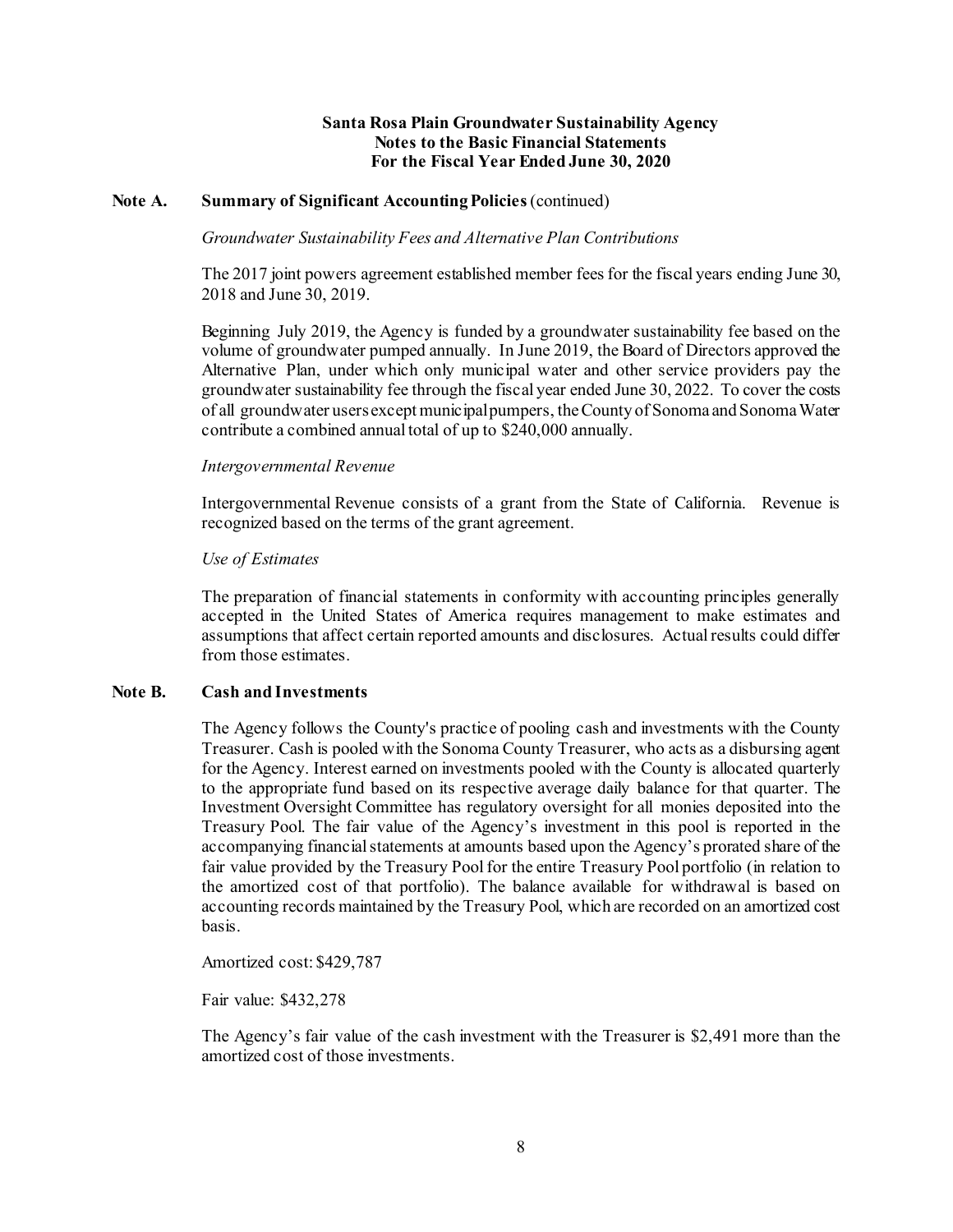**Santa Rosa Plain Groundwater Sustainability Agency**
**Notes to the Basic Financial Statements**
**For the Fiscal Year Ended June 30, 2020**

## Note A. Summary of Significant Accounting Policies (continued)

*Groundwater Sustainability Fees and Alternative Plan Contributions*

The 2017 joint powers agreement established member fees for the fiscal years ending June 30, 2018 and June 30, 2019.

Beginning July 2019, the Agency is funded by a groundwater sustainability fee based on the volume of groundwater pumped annually. In June 2019, the Board of Directors approved the Alternative Plan, under which only municipal water and other service providers pay the groundwater sustainability fee through the fiscal year ended June 30, 2022. To cover the costs of all groundwater users except municipal pumpers, the County of Sonoma and Sonoma Water contribute a combined annual total of up to $240,000 annually.

*Intergovernmental Revenue*

Intergovernmental Revenue consists of a grant from the State of California. Revenue is recognized based on the terms of the grant agreement.

*Use of Estimates*

The preparation of financial statements in conformity with accounting principles generally accepted in the United States of America requires management to make estimates and assumptions that affect certain reported amounts and disclosures. Actual results could differ from those estimates.

## Note B. Cash and Investments

The Agency follows the County's practice of pooling cash and investments with the County Treasurer. Cash is pooled with the Sonoma County Treasurer, who acts as a disbursing agent for the Agency. Interest earned on investments pooled with the County is allocated quarterly to the appropriate fund based on its respective average daily balance for that quarter. The Investment Oversight Committee has regulatory oversight for all monies deposited into the Treasury Pool. The fair value of the Agency's investment in this pool is reported in the accompanying financial statements at amounts based upon the Agency's prorated share of the fair value provided by the Treasury Pool for the entire Treasury Pool portfolio (in relation to the amortized cost of that portfolio). The balance available for withdrawal is based on accounting records maintained by the Treasury Pool, which are recorded on an amortized cost basis.

Amortized cost: $429,787

Fair value: $432,278

The Agency's fair value of the cash investment with the Treasurer is $2,491 more than the amortized cost of those investments.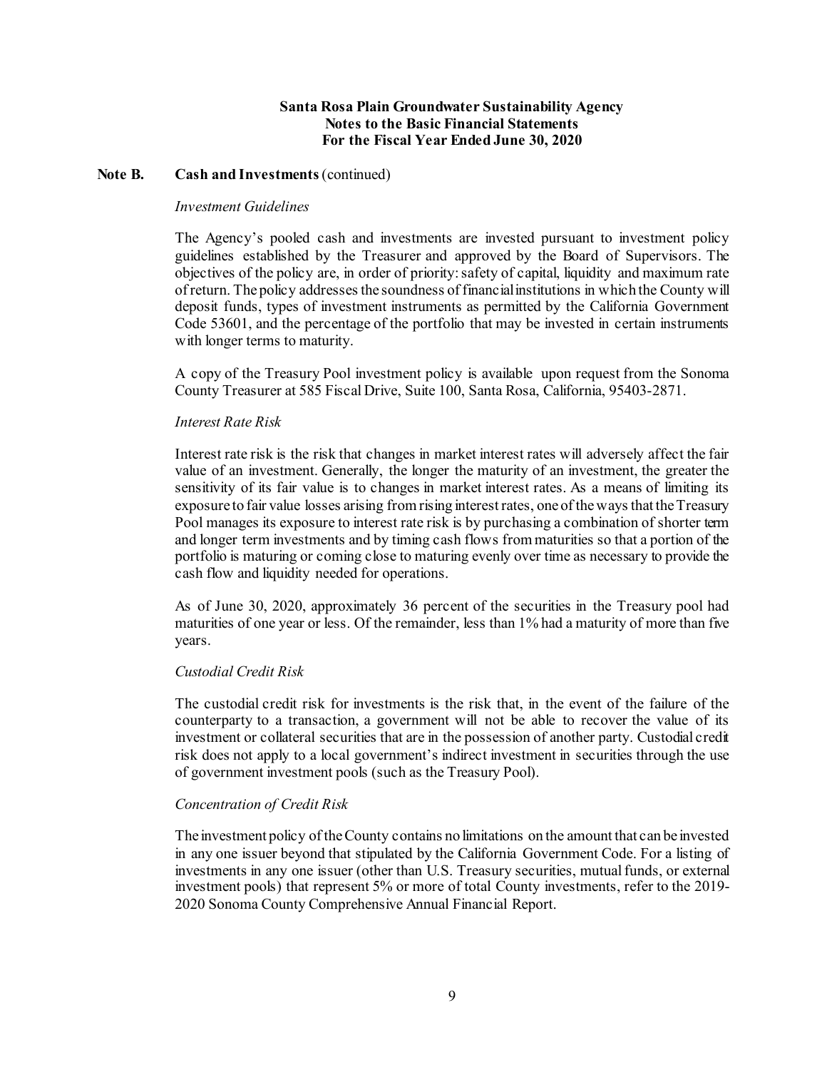## Note B. Cash and Investments (continued)

*Investment Guidelines*

The Agency's pooled cash and investments are invested pursuant to investment policy guidelines established by the Treasurer and approved by the Board of Supervisors. The objectives of the policy are, in order of priority: safety of capital, liquidity and maximum rate of return. The policy addresses the soundness of financial institutions in which the County will deposit funds, types of investment instruments as permitted by the California Government Code 53601, and the percentage of the portfolio that may be invested in certain instruments with longer terms to maturity.

A copy of the Treasury Pool investment policy is available upon request from the Sonoma County Treasurer at 585 Fiscal Drive, Suite 100, Santa Rosa, California, 95403-2871.

*Interest Rate Risk*

Interest rate risk is the risk that changes in market interest rates will adversely affect the fair value of an investment. Generally, the longer the maturity of an investment, the greater the sensitivity of its fair value is to changes in market interest rates. As a means of limiting its exposure to fair value losses arising from rising interest rates, one of the ways that the Treasury Pool manages its exposure to interest rate risk is by purchasing a combination of shorter term and longer term investments and by timing cash flows from maturities so that a portion of the portfolio is maturing or coming close to maturing evenly over time as necessary to provide the cash flow and liquidity needed for operations.

As of June 30, 2020, approximately 36 percent of the securities in the Treasury pool had maturities of one year or less. Of the remainder, less than 1% had a maturity of more than five years.

*Custodial Credit Risk*

The custodial credit risk for investments is the risk that, in the event of the failure of the counterparty to a transaction, a government will not be able to recover the value of its investment or collateral securities that are in the possession of another party. Custodial credit risk does not apply to a local government's indirect investment in securities through the use of government investment pools (such as the Treasury Pool).

*Concentration of Credit Risk*

The investment policy of the County contains no limitations on the amount that can be invested in any one issuer beyond that stipulated by the California Government Code. For a listing of investments in any one issuer (other than U.S. Treasury securities, mutual funds, or external investment pools) that represent 5% or more of total County investments, refer to the 2019-2020 Sonoma County Comprehensive Annual Financial Report.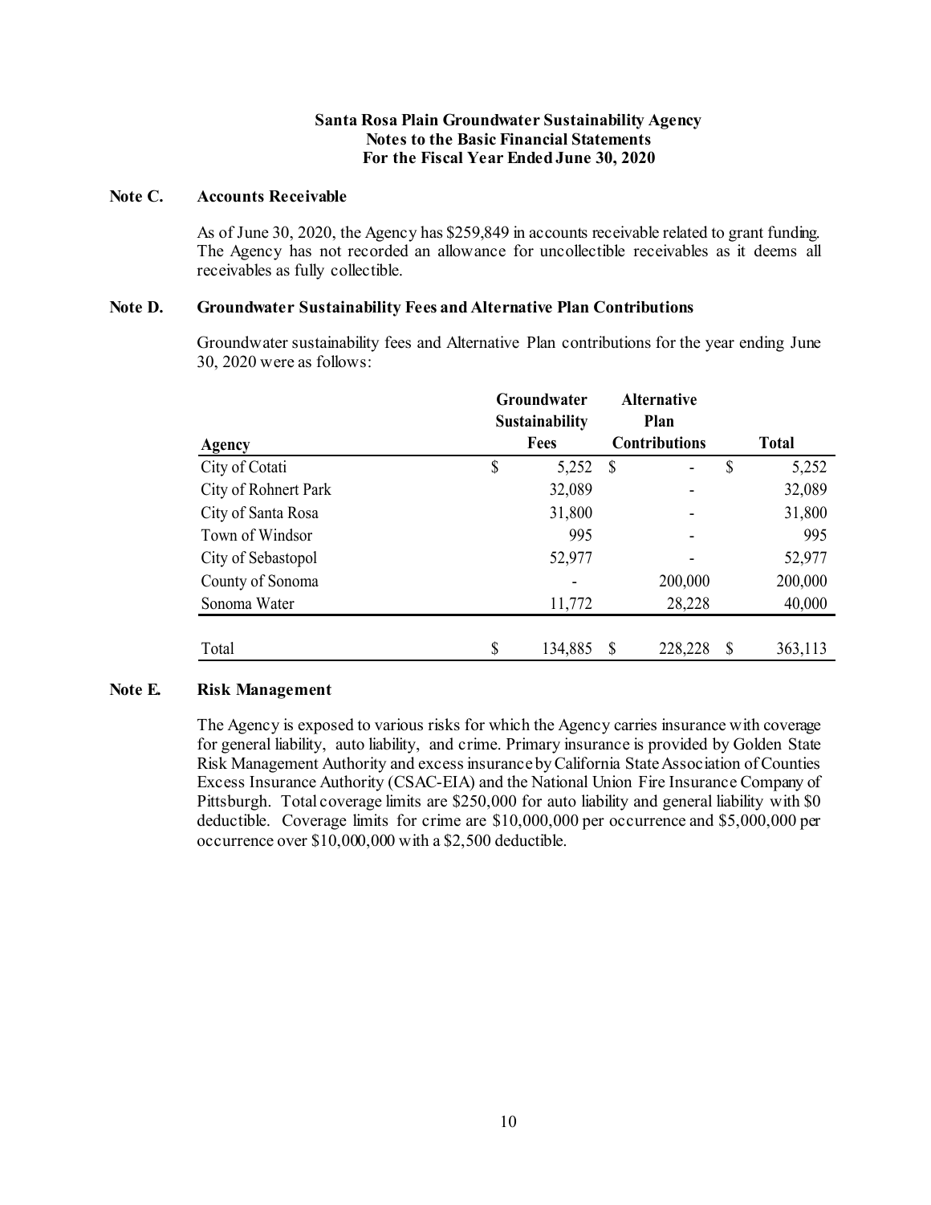**Santa Rosa Plain Groundwater Sustainability Agency**
**Notes to the Basic Financial Statements**
**For the Fiscal Year Ended June 30, 2020**

## Note C. Accounts Receivable

As of June 30, 2020, the Agency has $259,849 in accounts receivable related to grant funding. The Agency has not recorded an allowance for uncollectible receivables as it deems all receivables as fully collectible.

## Note D. Groundwater Sustainability Fees and Alternative Plan Contributions

Groundwater sustainability fees and Alternative Plan contributions for the year ending June 30, 2020 were as follows:

| Agency | Groundwater Sustainability Fees | Alternative Plan Contributions | Total |
|---|---|---|---|
| City of Cotati | $ 5,252 | $ - | $ 5,252 |
| City of Rohnert Park | 32,089 | - | 32,089 |
| City of Santa Rosa | 31,800 | - | 31,800 |
| Town of Windsor | 995 | - | 995 |
| City of Sebastopol | 52,977 | - | 52,977 |
| County of Sonoma | - | 200,000 | 200,000 |
| Sonoma Water | 11,772 | 28,228 | 40,000 |
| Total | $ 134,885 | $ 228,228 | $ 363,113 |

## Note E. Risk Management

The Agency is exposed to various risks for which the Agency carries insurance with coverage for general liability, auto liability, and crime. Primary insurance is provided by Golden State Risk Management Authority and excess insurance by California State Association of Counties Excess Insurance Authority (CSAC-EIA) and the National Union Fire Insurance Company of Pittsburgh. Total coverage limits are $250,000 for auto liability and general liability with $0 deductible. Coverage limits for crime are $10,000,000 per occurrence and $5,000,000 per occurrence over $10,000,000 with a $2,500 deductible.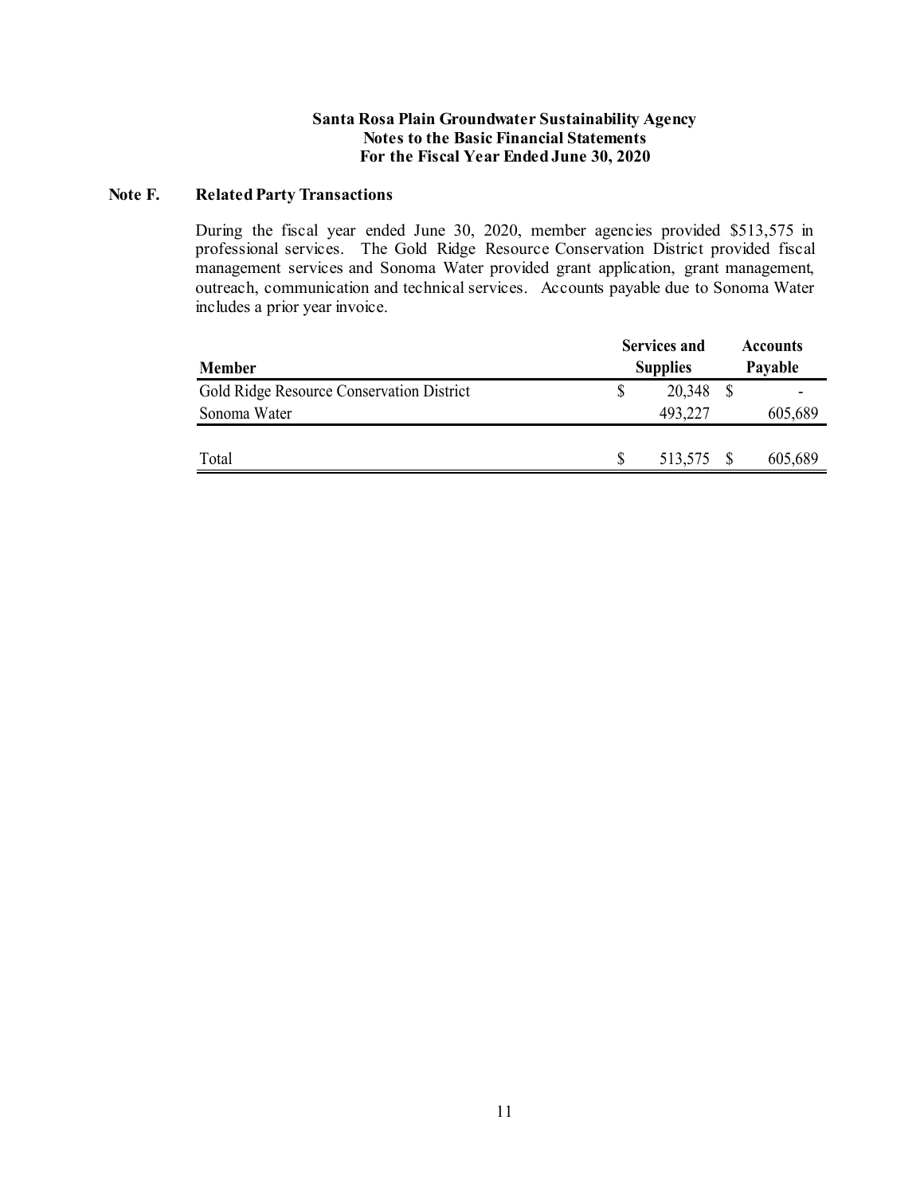**Santa Rosa Plain Groundwater Sustainability Agency**
**Notes to the Basic Financial Statements**
**For the Fiscal Year Ended June 30, 2020**

## Note F. Related Party Transactions

During the fiscal year ended June 30, 2020, member agencies provided $513,575 in professional services. The Gold Ridge Resource Conservation District provided fiscal management services and Sonoma Water provided grant application, grant management, outreach, communication and technical services. Accounts payable due to Sonoma Water includes a prior year invoice.

| Member | Services and Supplies | Accounts Payable |
|---|---|---|
| Gold Ridge Resource Conservation District | $ 20,348 | $ - |
| Sonoma Water | 493,227 | 605,689 |
| Total | $ 513,575 | $ 605,689 |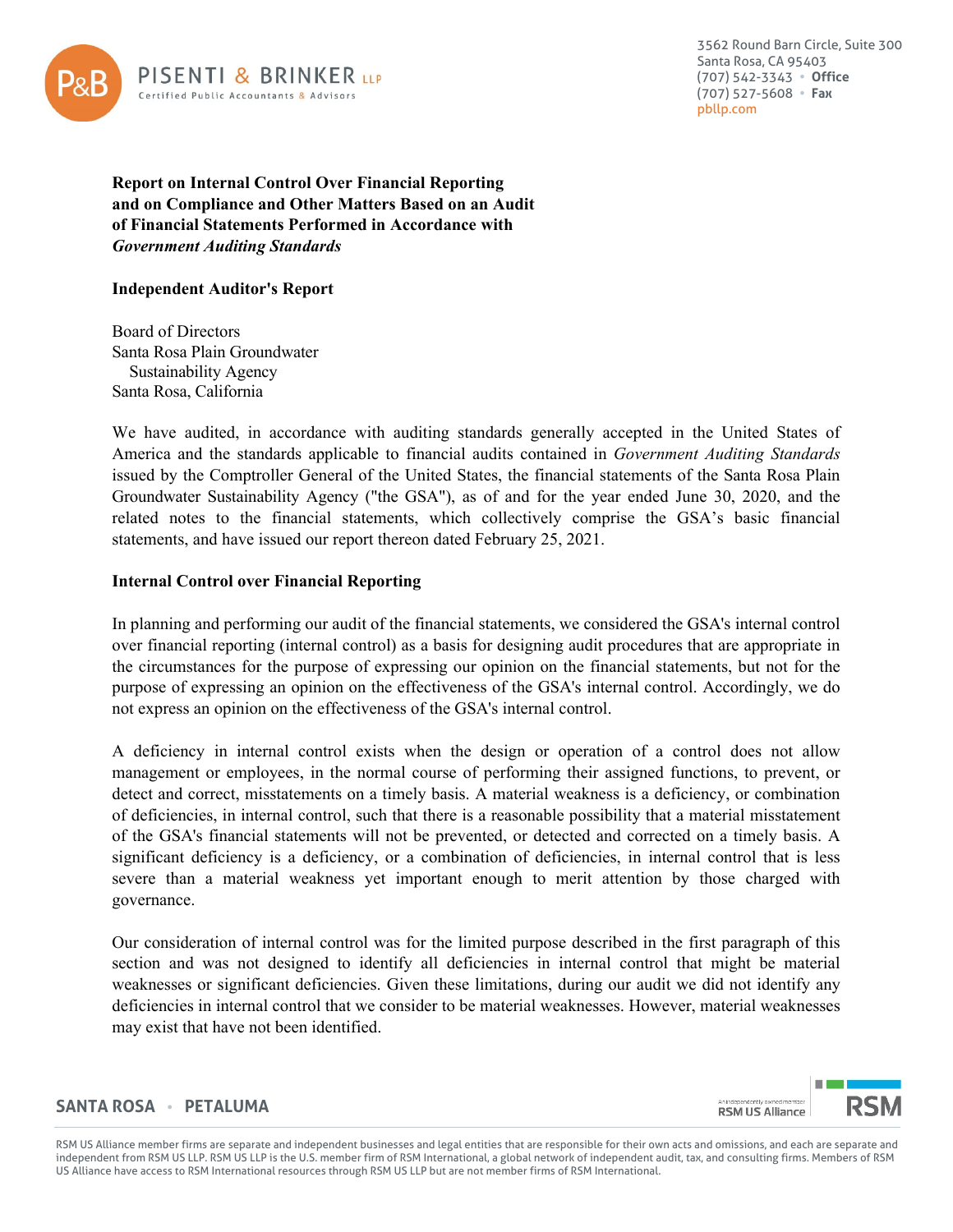**Report on Internal Control Over Financial Reporting and on Compliance and Other Matters Based on an Audit of Financial Statements Performed in Accordance with *Government Auditing Standards***

**Independent Auditor's Report**

Board of Directors
Santa Rosa Plain Groundwater
Sustainability Agency
Santa Rosa, California

We have audited, in accordance with auditing standards generally accepted in the United States of America and the standards applicable to financial audits contained in *Government Auditing Standards* issued by the Comptroller General of the United States, the financial statements of the Santa Rosa Plain Groundwater Sustainability Agency ("the GSA"), as of and for the year ended June 30, 2020, and the related notes to the financial statements, which collectively comprise the GSA's basic financial statements, and have issued our report thereon dated February 25, 2021.

**Internal Control over Financial Reporting**

In planning and performing our audit of the financial statements, we considered the GSA's internal control over financial reporting (internal control) as a basis for designing audit procedures that are appropriate in the circumstances for the purpose of expressing our opinion on the financial statements, but not for the purpose of expressing an opinion on the effectiveness of the GSA's internal control. Accordingly, we do not express an opinion on the effectiveness of the GSA's internal control.

A deficiency in internal control exists when the design or operation of a control does not allow management or employees, in the normal course of performing their assigned functions, to prevent, or detect and correct, misstatements on a timely basis. A material weakness is a deficiency, or combination of deficiencies, in internal control, such that there is a reasonable possibility that a material misstatement of the GSA's financial statements will not be prevented, or detected and corrected on a timely basis. A significant deficiency is a deficiency, or a combination of deficiencies, in internal control that is less severe than a material weakness yet important enough to merit attention by those charged with governance.

Our consideration of internal control was for the limited purpose described in the first paragraph of this section and was not designed to identify all deficiencies in internal control that might be material weaknesses or significant deficiencies. Given these limitations, during our audit we did not identify any deficiencies in internal control that we consider to be material weaknesses. However, material weaknesses may exist that have not been identified.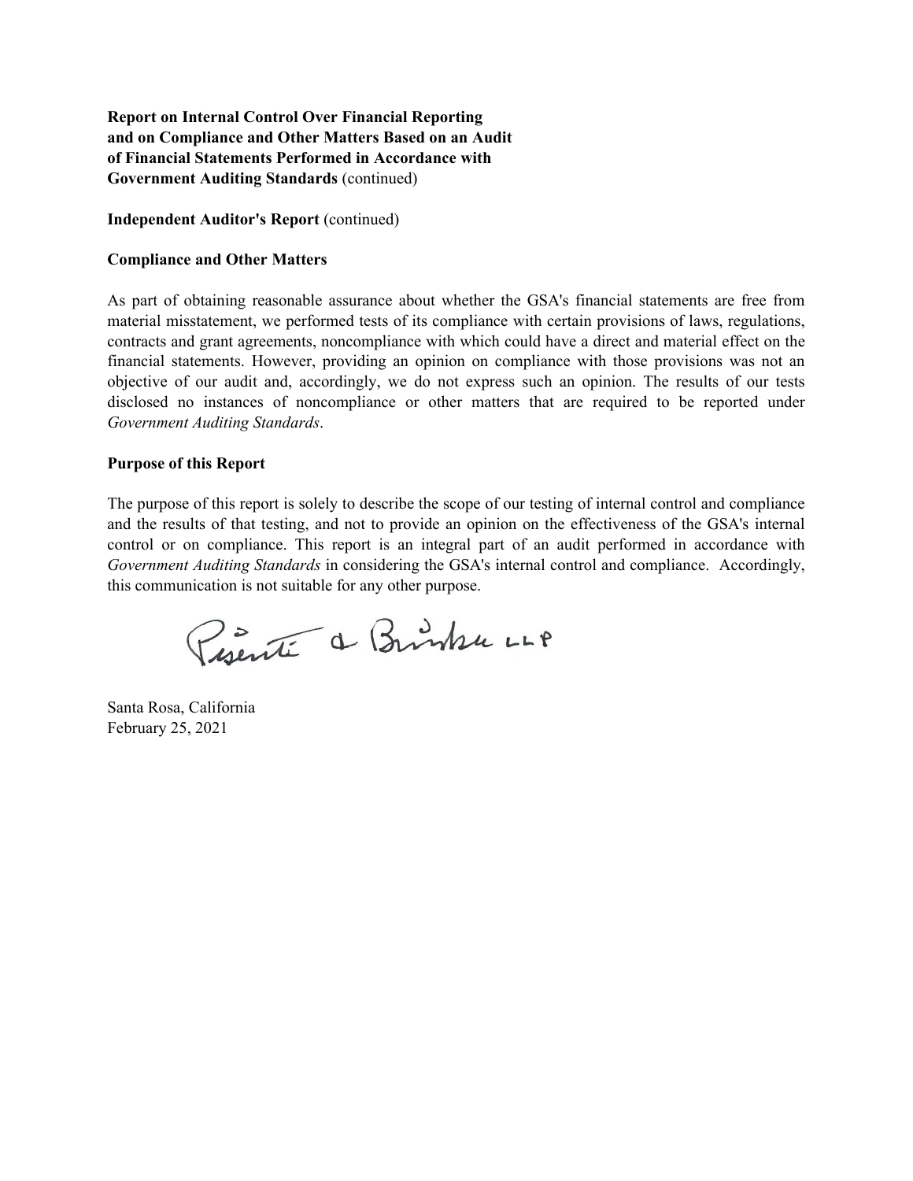**Report on Internal Control Over Financial Reporting and on Compliance and Other Matters Based on an Audit of Financial Statements Performed in Accordance with Government Auditing Standards** (continued)

**Independent Auditor's Report** (continued)

**Compliance and Other Matters**

As part of obtaining reasonable assurance about whether the GSA's financial statements are free from material misstatement, we performed tests of its compliance with certain provisions of laws, regulations, contracts and grant agreements, noncompliance with which could have a direct and material effect on the financial statements. However, providing an opinion on compliance with those provisions was not an objective of our audit and, accordingly, we do not express such an opinion. The results of our tests disclosed no instances of noncompliance or other matters that are required to be reported under *Government Auditing Standards*.

**Purpose of this Report**

The purpose of this report is solely to describe the scope of our testing of internal control and compliance and the results of that testing, and not to provide an opinion on the effectiveness of the GSA's internal control or on compliance. This report is an integral part of an audit performed in accordance with *Government Auditing Standards* in considering the GSA's internal control and compliance. Accordingly, this communication is not suitable for any other purpose.

Pisenti & Brinker LLP

Santa Rosa, California
February 25, 2021